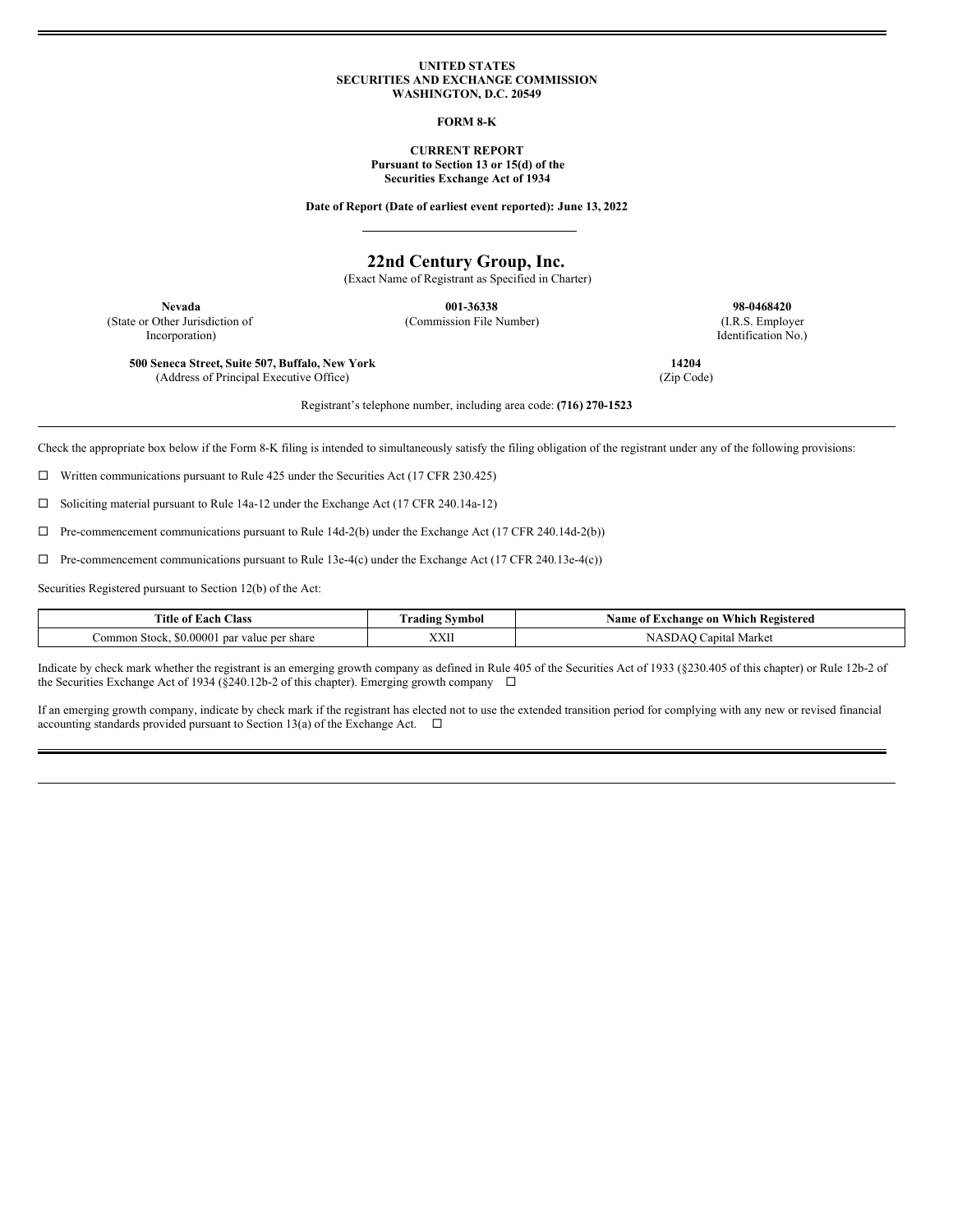**UNITED STATES**
**SECURITIES AND EXCHANGE COMMISSION**
**WASHINGTON, D.C. 20549**

**FORM 8-K**

**CURRENT REPORT**
**Pursuant to Section 13 or 15(d) of the**
**Securities Exchange Act of 1934**

**Date of Report (Date of earliest event reported): June 13, 2022**

# 22nd Century Group, Inc.

(Exact Name of Registrant as Specified in Charter)

| **Nevada** | **001-36338** | **98-0468420** |
|---|---|---|
| (State or Other Jurisdiction of Incorporation) | (Commission File Number) | (I.R.S. Employer Identification No.) |

| **500 Seneca Street, Suite 507, Buffalo, New York** | **14204** |
|---|---|
| (Address of Principal Executive Office) | (Zip Code) |

Registrant's telephone number, including area code: **(716) 270-1523**

Check the appropriate box below if the Form 8-K filing is intended to simultaneously satisfy the filing obligation of the registrant under any of the following provisions:

☐ Written communications pursuant to Rule 425 under the Securities Act (17 CFR 230.425)

☐ Soliciting material pursuant to Rule 14a-12 under the Exchange Act (17 CFR 240.14a-12)

☐ Pre-commencement communications pursuant to Rule 14d-2(b) under the Exchange Act (17 CFR 240.14d-2(b))

☐ Pre-commencement communications pursuant to Rule 13e-4(c) under the Exchange Act (17 CFR 240.13e-4(c))

Securities Registered pursuant to Section 12(b) of the Act:

| Title of Each Class | Trading Symbol | Name of Exchange on Which Registered |
|---|---|---|
| Common Stock, $0.00001 par value per share | XXII | NASDAQ Capital Market |

Indicate by check mark whether the registrant is an emerging growth company as defined in Rule 405 of the Securities Act of 1933 (§230.405 of this chapter) or Rule 12b-2 of the Securities Exchange Act of 1934 (§240.12b-2 of this chapter). Emerging growth company ☐

If an emerging growth company, indicate by check mark if the registrant has elected not to use the extended transition period for complying with any new or revised financial accounting standards provided pursuant to Section 13(a) of the Exchange Act. ☐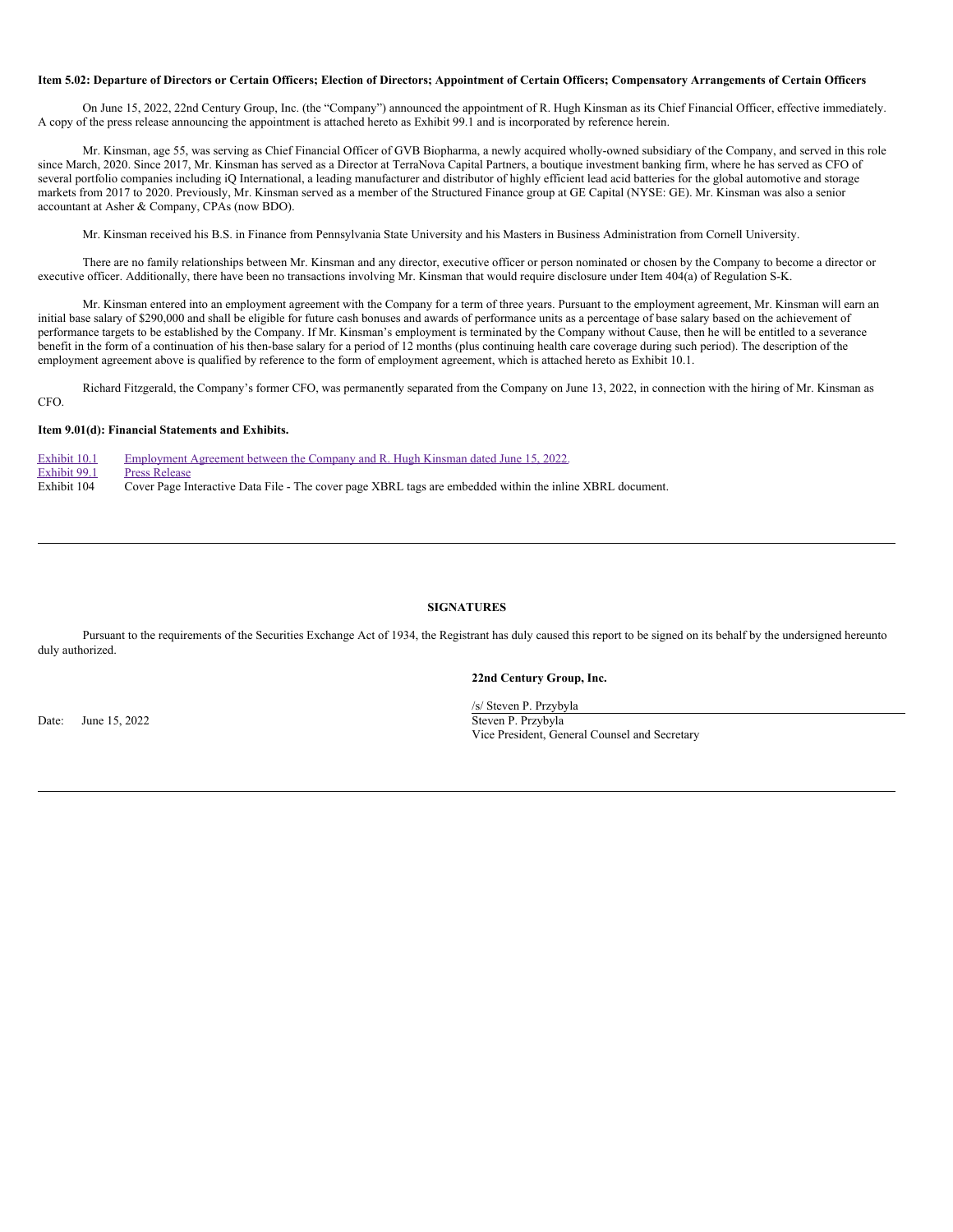**Item 5.02: Departure of Directors or Certain Officers; Election of Directors; Appointment of Certain Officers; Compensatory Arrangements of Certain Officers**

On June 15, 2022, 22nd Century Group, Inc. (the "Company") announced the appointment of R. Hugh Kinsman as its Chief Financial Officer, effective immediately. A copy of the press release announcing the appointment is attached hereto as Exhibit 99.1 and is incorporated by reference herein.

Mr. Kinsman, age 55, was serving as Chief Financial Officer of GVB Biopharma, a newly acquired wholly-owned subsidiary of the Company, and served in this role since March, 2020. Since 2017, Mr. Kinsman has served as a Director at TerraNova Capital Partners, a boutique investment banking firm, where he has served as CFO of several portfolio companies including iQ International, a leading manufacturer and distributor of highly efficient lead acid batteries for the global automotive and storage markets from 2017 to 2020. Previously, Mr. Kinsman served as a member of the Structured Finance group at GE Capital (NYSE: GE). Mr. Kinsman was also a senior accountant at Asher & Company, CPAs (now BDO).

Mr. Kinsman received his B.S. in Finance from Pennsylvania State University and his Masters in Business Administration from Cornell University.

There are no family relationships between Mr. Kinsman and any director, executive officer or person nominated or chosen by the Company to become a director or executive officer. Additionally, there have been no transactions involving Mr. Kinsman that would require disclosure under Item 404(a) of Regulation S-K.

Mr. Kinsman entered into an employment agreement with the Company for a term of three years. Pursuant to the employment agreement, Mr. Kinsman will earn an initial base salary of $290,000 and shall be eligible for future cash bonuses and awards of performance units as a percentage of base salary based on the achievement of performance targets to be established by the Company. If Mr. Kinsman's employment is terminated by the Company without Cause, then he will be entitled to a severance benefit in the form of a continuation of his then-base salary for a period of 12 months (plus continuing health care coverage during such period). The description of the employment agreement above is qualified by reference to the form of employment agreement, which is attached hereto as Exhibit 10.1.

Richard Fitzgerald, the Company's former CFO, was permanently separated from the Company on June 13, 2022, in connection with the hiring of Mr. Kinsman as CFO.

**Item 9.01(d): Financial Statements and Exhibits.**

| | |
|---|---|
| Exhibit 10.1 | Employment Agreement between the Company and R. Hugh Kinsman dated June 15, 2022. |
| Exhibit 99.1 | Press Release |
| Exhibit 104 | Cover Page Interactive Data File - The cover page XBRL tags are embedded within the inline XBRL document. |

---

**SIGNATURES**

Pursuant to the requirements of the Securities Exchange Act of 1934, the Registrant has duly caused this report to be signed on its behalf by the undersigned hereunto duly authorized.

**22nd Century Group, Inc.**

/s/ Steven P. Przybyla
Steven P. Przybyla
Vice President, General Counsel and Secretary

Date: June 15, 2022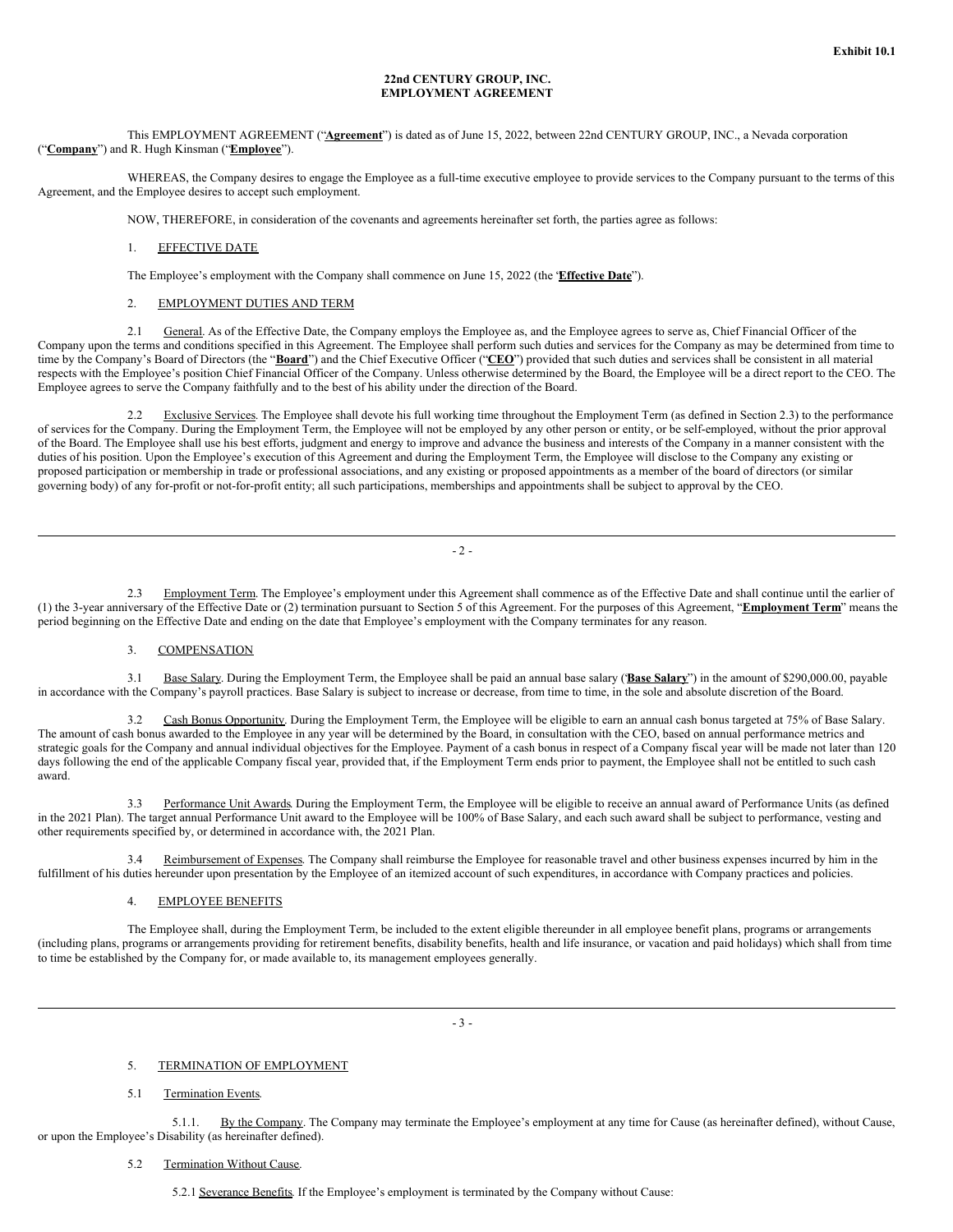**Exhibit 10.1**

**22nd CENTURY GROUP, INC.**
**EMPLOYMENT AGREEMENT**

This EMPLOYMENT AGREEMENT ("**Agreement**") is dated as of June 15, 2022, between 22nd CENTURY GROUP, INC., a Nevada corporation ("**Company**") and R. Hugh Kinsman ("**Employee**").

WHEREAS, the Company desires to engage the Employee as a full-time executive employee to provide services to the Company pursuant to the terms of this Agreement, and the Employee desires to accept such employment.

NOW, THEREFORE, in consideration of the covenants and agreements hereinafter set forth, the parties agree as follows:

1. EFFECTIVE DATE

The Employee's employment with the Company shall commence on June 15, 2022 (the '**Effective Date**").

2. EMPLOYMENT DUTIES AND TERM

2.1 General. As of the Effective Date, the Company employs the Employee as, and the Employee agrees to serve as, Chief Financial Officer of the Company upon the terms and conditions specified in this Agreement. The Employee shall perform such duties and services for the Company as may be determined from time to time by the Company's Board of Directors (the "**Board**") and the Chief Executive Officer ("**CEO**") provided that such duties and services shall be consistent in all material respects with the Employee's position Chief Financial Officer of the Company. Unless otherwise determined by the Board, the Employee will be a direct report to the CEO. The Employee agrees to serve the Company faithfully and to the best of his ability under the direction of the Board.

2.2 Exclusive Services. The Employee shall devote his full working time throughout the Employment Term (as defined in Section 2.3) to the performance of services for the Company. During the Employment Term, the Employee will not be employed by any other person or entity, or be self-employed, without the prior approval of the Board. The Employee shall use his best efforts, judgment and energy to improve and advance the business and interests of the Company in a manner consistent with the duties of his position. Upon the Employee's execution of this Agreement and during the Employment Term, the Employee will disclose to the Company any existing or proposed participation or membership in trade or professional associations, and any existing or proposed appointments as a member of the board of directors (or similar governing body) of any for-profit or not-for-profit entity; all such participations, memberships and appointments shall be subject to approval by the CEO.

2.3 Employment Term. The Employee's employment under this Agreement shall commence as of the Effective Date and shall continue until the earlier of (1) the 3-year anniversary of the Effective Date or (2) termination pursuant to Section 5 of this Agreement. For the purposes of this Agreement, "**Employment Term**" means the period beginning on the Effective Date and ending on the date that Employee's employment with the Company terminates for any reason.

3. COMPENSATION

3.1 Base Salary. During the Employment Term, the Employee shall be paid an annual base salary ('**Base Salary**") in the amount of $290,000.00, payable in accordance with the Company's payroll practices. Base Salary is subject to increase or decrease, from time to time, in the sole and absolute discretion of the Board.

3.2 Cash Bonus Opportunity. During the Employment Term, the Employee will be eligible to earn an annual cash bonus targeted at 75% of Base Salary. The amount of cash bonus awarded to the Employee in any year will be determined by the Board, in consultation with the CEO, based on annual performance metrics and strategic goals for the Company and annual individual objectives for the Employee. Payment of a cash bonus in respect of a Company fiscal year will be made not later than 120 days following the end of the applicable Company fiscal year, provided that, if the Employment Term ends prior to payment, the Employee shall not be entitled to such cash award.

3.3 Performance Unit Awards. During the Employment Term, the Employee will be eligible to receive an annual award of Performance Units (as defined in the 2021 Plan). The target annual Performance Unit award to the Employee will be 100% of Base Salary, and each such award shall be subject to performance, vesting and other requirements specified by, or determined in accordance with, the 2021 Plan.

3.4 Reimbursement of Expenses. The Company shall reimburse the Employee for reasonable travel and other business expenses incurred by him in the fulfillment of his duties hereunder upon presentation by the Employee of an itemized account of such expenditures, in accordance with Company practices and policies.

4. EMPLOYEE BENEFITS

The Employee shall, during the Employment Term, be included to the extent eligible thereunder in all employee benefit plans, programs or arrangements (including plans, programs or arrangements providing for retirement benefits, disability benefits, health and life insurance, or vacation and paid holidays) which shall from time to time be established by the Company for, or made available to, its management employees generally.

5. TERMINATION OF EMPLOYMENT

5.1 Termination Events.

5.1.1. By the Company. The Company may terminate the Employee's employment at any time for Cause (as hereinafter defined), without Cause, or upon the Employee's Disability (as hereinafter defined).

5.2 Termination Without Cause.

5.2.1 Severance Benefits. If the Employee's employment is terminated by the Company without Cause: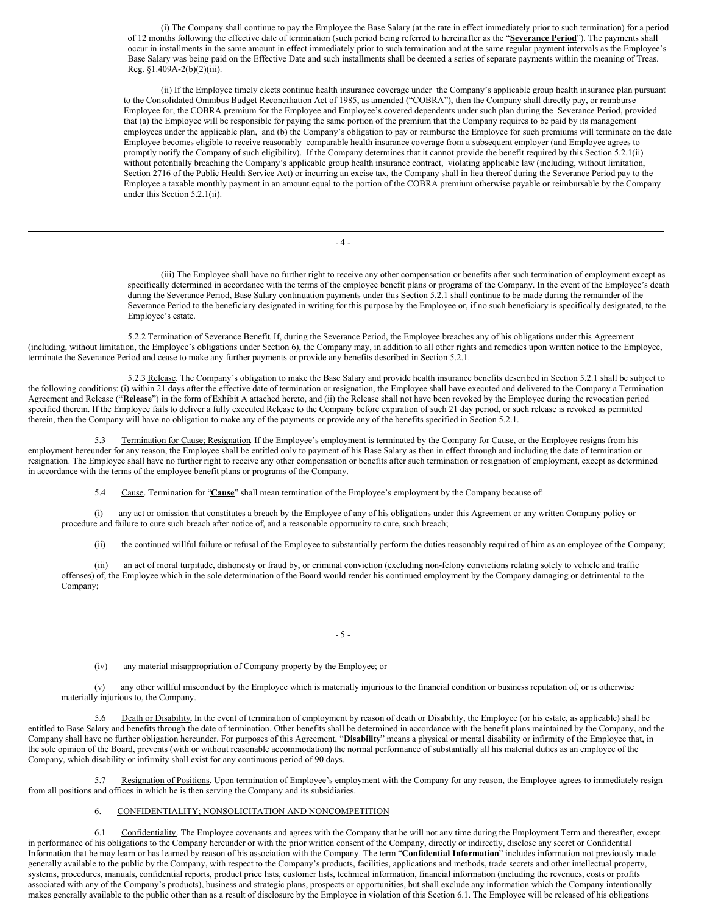(i) The Company shall continue to pay the Employee the Base Salary (at the rate in effect immediately prior to such termination) for a period of 12 months following the effective date of termination (such period being referred to hereinafter as the "**Severance Period**"). The payments shall occur in installments in the same amount in effect immediately prior to such termination and at the same regular payment intervals as the Employee's Base Salary was being paid on the Effective Date and such installments shall be deemed a series of separate payments within the meaning of Treas. Reg. §1.409A-2(b)(2)(iii).

(ii) If the Employee timely elects continue health insurance coverage under the Company's applicable group health insurance plan pursuant to the Consolidated Omnibus Budget Reconciliation Act of 1985, as amended ("COBRA"), then the Company shall directly pay, or reimburse Employee for, the COBRA premium for the Employee and Employee's covered dependents under such plan during the Severance Period, provided that (a) the Employee will be responsible for paying the same portion of the premium that the Company requires to be paid by its management employees under the applicable plan, and (b) the Company's obligation to pay or reimburse the Employee for such premiums will terminate on the date Employee becomes eligible to receive reasonably comparable health insurance coverage from a subsequent employer (and Employee agrees to promptly notify the Company of such eligibility). If the Company determines that it cannot provide the benefit required by this Section 5.2.1(ii) without potentially breaching the Company's applicable group health insurance contract, violating applicable law (including, without limitation, Section 2716 of the Public Health Service Act) or incurring an excise tax, the Company shall in lieu thereof during the Severance Period pay to the Employee a taxable monthly payment in an amount equal to the portion of the COBRA premium otherwise payable or reimbursable by the Company under this Section 5.2.1(ii).

(iii) The Employee shall have no further right to receive any other compensation or benefits after such termination of employment except as specifically determined in accordance with the terms of the employee benefit plans or programs of the Company. In the event of the Employee's death during the Severance Period, Base Salary continuation payments under this Section 5.2.1 shall continue to be made during the remainder of the Severance Period to the beneficiary designated in writing for this purpose by the Employee or, if no such beneficiary is specifically designated, to the Employee's estate.

5.2.2 Termination of Severance Benefit. If, during the Severance Period, the Employee breaches any of his obligations under this Agreement (including, without limitation, the Employee's obligations under Section 6), the Company may, in addition to all other rights and remedies upon written notice to the Employee, terminate the Severance Period and cease to make any further payments or provide any benefits described in Section 5.2.1.

5.2.3 Release. The Company's obligation to make the Base Salary and provide health insurance benefits described in Section 5.2.1 shall be subject to the following conditions: (i) within 21 days after the effective date of termination or resignation, the Employee shall have executed and delivered to the Company a Termination Agreement and Release ("**Release**") in the form of Exhibit A attached hereto, and (ii) the Release shall not have been revoked by the Employee during the revocation period specified therein. If the Employee fails to deliver a fully executed Release to the Company before expiration of such 21 day period, or such release is revoked as permitted therein, then the Company will have no obligation to make any of the payments or provide any of the benefits specified in Section 5.2.1.

5.3 Termination for Cause; Resignation. If the Employee's employment is terminated by the Company for Cause, or the Employee resigns from his employment hereunder for any reason, the Employee shall be entitled only to payment of his Base Salary as then in effect through and including the date of termination or resignation. The Employee shall have no further right to receive any other compensation or benefits after such termination or resignation of employment, except as determined in accordance with the terms of the employee benefit plans or programs of the Company.

5.4 Cause. Termination for "**Cause**" shall mean termination of the Employee's employment by the Company because of:

(i) any act or omission that constitutes a breach by the Employee of any of his obligations under this Agreement or any written Company policy or procedure and failure to cure such breach after notice of, and a reasonable opportunity to cure, such breach;

(ii) the continued willful failure or refusal of the Employee to substantially perform the duties reasonably required of him as an employee of the Company;

(iii) an act of moral turpitude, dishonesty or fraud by, or criminal conviction (excluding non-felony convictions relating solely to vehicle and traffic offenses) of, the Employee which in the sole determination of the Board would render his continued employment by the Company damaging or detrimental to the Company;

(iv) any material misappropriation of Company property by the Employee; or

(v) any other willful misconduct by the Employee which is materially injurious to the financial condition or business reputation of, or is otherwise materially injurious to, the Company.

5.6 Death or Disability**.** In the event of termination of employment by reason of death or Disability, the Employee (or his estate, as applicable) shall be entitled to Base Salary and benefits through the date of termination. Other benefits shall be determined in accordance with the benefit plans maintained by the Company, and the Company shall have no further obligation hereunder. For purposes of this Agreement, "**Disability**" means a physical or mental disability or infirmity of the Employee that, in the sole opinion of the Board, prevents (with or without reasonable accommodation) the normal performance of substantially all his material duties as an employee of the Company, which disability or infirmity shall exist for any continuous period of 90 days.

5.7 Resignation of Positions. Upon termination of Employee's employment with the Company for any reason, the Employee agrees to immediately resign from all positions and offices in which he is then serving the Company and its subsidiaries.

6. CONFIDENTIALITY; NONSOLICITATION AND NONCOMPETITION

6.1 Confidentiality. The Employee covenants and agrees with the Company that he will not any time during the Employment Term and thereafter, except in performance of his obligations to the Company hereunder or with the prior written consent of the Company, directly or indirectly, disclose any secret or Confidential Information that he may learn or has learned by reason of his association with the Company. The term "**Confidential Information**" includes information not previously made generally available to the public by the Company, with respect to the Company's products, facilities, applications and methods, trade secrets and other intellectual property, systems, procedures, manuals, confidential reports, product price lists, customer lists, technical information, financial information (including the revenues, costs or profits associated with any of the Company's products), business and strategic plans, prospects or opportunities, but shall exclude any information which the Company intentionally makes generally available to the public other than as a result of disclosure by the Employee in violation of this Section 6.1. The Employee will be released of his obligations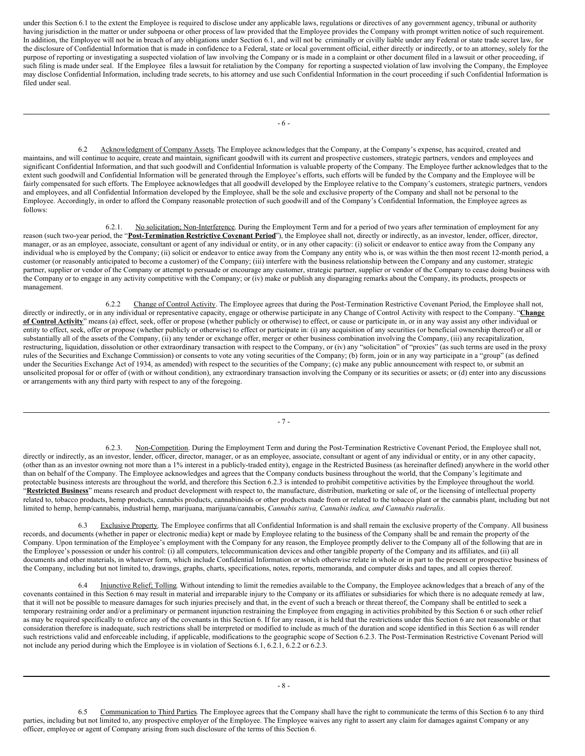under this Section 6.1 to the extent the Employee is required to disclose under any applicable laws, regulations or directives of any government agency, tribunal or authority having jurisdiction in the matter or under subpoena or other process of law provided that the Employee provides the Company with prompt written notice of such requirement. In addition, the Employee will not be in breach of any obligations under Section 6.1, and will not be criminally or civilly liable under any Federal or state trade secret law, for the disclosure of Confidential Information that is made in confidence to a Federal, state or local government official, either directly or indirectly, or to an attorney, solely for the purpose of reporting or investigating a suspected violation of law involving the Company or is made in a complaint or other document filed in a lawsuit or other proceeding, if such filing is made under seal. If the Employee files a lawsuit for retaliation by the Company for reporting a suspected violation of law involving the Company, the Employee may disclose Confidential Information, including trade secrets, to his attorney and use such Confidential Information in the court proceeding if such Confidential Information is filed under seal.

6.2 Acknowledgment of Company Assets. The Employee acknowledges that the Company, at the Company's expense, has acquired, created and maintains, and will continue to acquire, create and maintain, significant goodwill with its current and prospective customers, strategic partners, vendors and employees and significant Confidential Information, and that such goodwill and Confidential Information is valuable property of the Company. The Employee further acknowledges that to the extent such goodwill and Confidential Information will be generated through the Employee's efforts, such efforts will be funded by the Company and the Employee will be fairly compensated for such efforts. The Employee acknowledges that all goodwill developed by the Employee relative to the Company's customers, strategic partners, vendors and employees, and all Confidential Information developed by the Employee, shall be the sole and exclusive property of the Company and shall not be personal to the Employee. Accordingly, in order to afford the Company reasonable protection of such goodwill and of the Company's Confidential Information, the Employee agrees as follows:

6.2.1. No solicitation; Non-Interference. During the Employment Term and for a period of two years after termination of employment for any reason (such two-year period, the "**Post-Termination Restrictive Covenant Period**"), the Employee shall not, directly or indirectly, as an investor, lender, officer, director, manager, or as an employee, associate, consultant or agent of any individual or entity, or in any other capacity: (i) solicit or endeavor to entice away from the Company any individual who is employed by the Company; (ii) solicit or endeavor to entice away from the Company any entity who is, or was within the then most recent 12-month period, a customer (or reasonably anticipated to become a customer) of the Company; (iii) interfere with the business relationship between the Company and any customer, strategic partner, supplier or vendor of the Company or attempt to persuade or encourage any customer, strategic partner, supplier or vendor of the Company to cease doing business with the Company or to engage in any activity competitive with the Company; or (iv) make or publish any disparaging remarks about the Company, its products, prospects or management.

6.2.2 Change of Control Activity. The Employee agrees that during the Post-Termination Restrictive Covenant Period, the Employee shall not, directly or indirectly, or in any individual or representative capacity, engage or otherwise participate in any Change of Control Activity with respect to the Company. "**Change of Control Activity**" means (a) effect, seek, offer or propose (whether publicly or otherwise) to effect, or cause or participate in, or in any way assist any other individual or entity to effect, seek, offer or propose (whether publicly or otherwise) to effect or participate in: (i) any acquisition of any securities (or beneficial ownership thereof) or all or substantially all of the assets of the Company, (ii) any tender or exchange offer, merger or other business combination involving the Company, (iii) any recapitalization, restructuring, liquidation, dissolution or other extraordinary transaction with respect to the Company, or (iv) any "solicitation" of "proxies" (as such terms are used in the proxy rules of the Securities and Exchange Commission) or consents to vote any voting securities of the Company; (b) form, join or in any way participate in a "group" (as defined under the Securities Exchange Act of 1934, as amended) with respect to the securities of the Company; (c) make any public announcement with respect to, or submit an unsolicited proposal for or offer of (with or without condition), any extraordinary transaction involving the Company or its securities or assets; or (d) enter into any discussions or arrangements with any third party with respect to any of the foregoing.

6.2.3. Non-Competition. During the Employment Term and during the Post-Termination Restrictive Covenant Period, the Employee shall not, directly or indirectly, as an investor, lender, officer, director, manager, or as an employee, associate, consultant or agent of any individual or entity, or in any other capacity, (other than as an investor owning not more than a 1% interest in a publicly-traded entity), engage in the Restricted Business (as hereinafter defined) anywhere in the world other than on behalf of the Company. The Employee acknowledges and agrees that the Company conducts business throughout the world, that the Company's legitimate and protectable business interests are throughout the world, and therefore this Section 6.2.3 is intended to prohibit competitive activities by the Employee throughout the world. "**Restricted Business**" means research and product development with respect to, the manufacture, distribution, marketing or sale of, or the licensing of intellectual property related to, tobacco products, hemp products, cannabis products, cannabinoids or other products made from or related to the tobacco plant or the cannabis plant, including but not limited to hemp, hemp/cannabis, industrial hemp, marijuana, marijuana/cannabis, *Cannabis sativa, Cannabis indica, and Cannabis ruderalis*.

6.3 Exclusive Property. The Employee confirms that all Confidential Information is and shall remain the exclusive property of the Company. All business records, and documents (whether in paper or electronic media) kept or made by Employee relating to the business of the Company shall be and remain the property of the Company. Upon termination of the Employee's employment with the Company for any reason, the Employee promptly deliver to the Company all of the following that are in the Employee's possession or under his control: (i) all computers, telecommunication devices and other tangible property of the Company and its affiliates, and (ii) all documents and other materials, in whatever form, which include Confidential Information or which otherwise relate in whole or in part to the present or prospective business of the Company, including but not limited to, drawings, graphs, charts, specifications, notes, reports, memoranda, and computer disks and tapes, and all copies thereof.

6.4 Injunctive Relief; Tolling. Without intending to limit the remedies available to the Company, the Employee acknowledges that a breach of any of the covenants contained in this Section 6 may result in material and irreparable injury to the Company or its affiliates or subsidiaries for which there is no adequate remedy at law, that it will not be possible to measure damages for such injuries precisely and that, in the event of such a breach or threat thereof, the Company shall be entitled to seek a temporary restraining order and/or a preliminary or permanent injunction restraining the Employee from engaging in activities prohibited by this Section 6 or such other relief as may be required specifically to enforce any of the covenants in this Section 6. If for any reason, it is held that the restrictions under this Section 6 are not reasonable or that consideration therefore is inadequate, such restrictions shall be interpreted or modified to include as much of the duration and scope identified in this Section 6 as will render such restrictions valid and enforceable including, if applicable, modifications to the geographic scope of Section 6.2.3. The Post-Termination Restrictive Covenant Period will not include any period during which the Employee is in violation of Sections 6.1, 6.2.1, 6.2.2 or 6.2.3.

6.5 Communication to Third Parties. The Employee agrees that the Company shall have the right to communicate the terms of this Section 6 to any third parties, including but not limited to, any prospective employer of the Employee. The Employee waives any right to assert any claim for damages against Company or any officer, employee or agent of Company arising from such disclosure of the terms of this Section 6.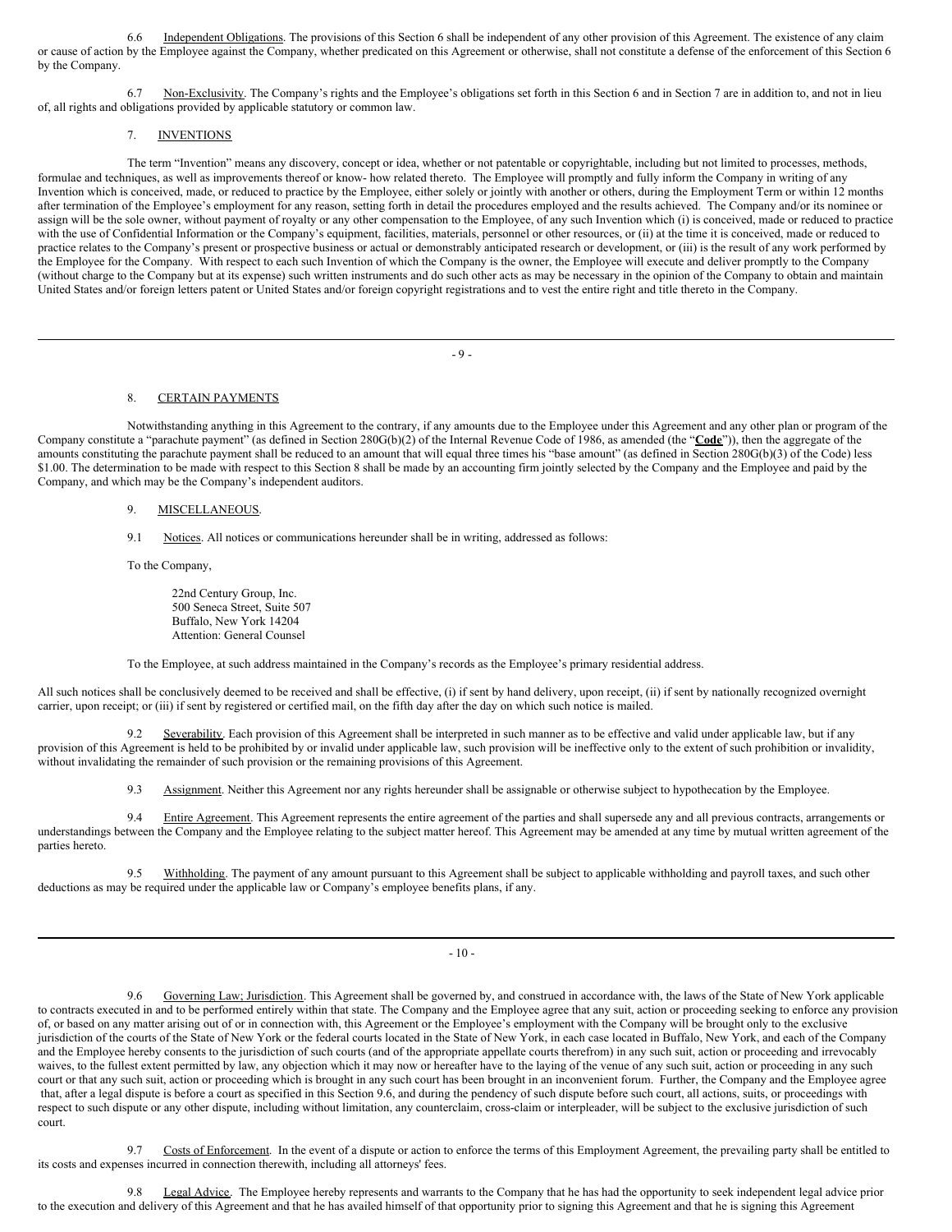6.6 Independent Obligations. The provisions of this Section 6 shall be independent of any other provision of this Agreement. The existence of any claim or cause of action by the Employee against the Company, whether predicated on this Agreement or otherwise, shall not constitute a defense of the enforcement of this Section 6 by the Company.

6.7 Non-Exclusivity. The Company's rights and the Employee's obligations set forth in this Section 6 and in Section 7 are in addition to, and not in lieu of, all rights and obligations provided by applicable statutory or common law.

7. INVENTIONS

The term "Invention" means any discovery, concept or idea, whether or not patentable or copyrightable, including but not limited to processes, methods, formulae and techniques, as well as improvements thereof or know- how related thereto. The Employee will promptly and fully inform the Company in writing of any Invention which is conceived, made, or reduced to practice by the Employee, either solely or jointly with another or others, during the Employment Term or within 12 months after termination of the Employee's employment for any reason, setting forth in detail the procedures employed and the results achieved. The Company and/or its nominee or assign will be the sole owner, without payment of royalty or any other compensation to the Employee, of any such Invention which (i) is conceived, made or reduced to practice with the use of Confidential Information or the Company's equipment, facilities, materials, personnel or other resources, or (ii) at the time it is conceived, made or reduced to practice relates to the Company's present or prospective business or actual or demonstrably anticipated research or development, or (iii) is the result of any work performed by the Employee for the Company. With respect to each such Invention of which the Company is the owner, the Employee will execute and deliver promptly to the Company (without charge to the Company but at its expense) such written instruments and do such other acts as may be necessary in the opinion of the Company to obtain and maintain United States and/or foreign letters patent or United States and/or foreign copyright registrations and to vest the entire right and title thereto in the Company.

8. CERTAIN PAYMENTS

Notwithstanding anything in this Agreement to the contrary, if any amounts due to the Employee under this Agreement and any other plan or program of the Company constitute a "parachute payment" (as defined in Section 280G(b)(2) of the Internal Revenue Code of 1986, as amended (the "**Code**")), then the aggregate of the amounts constituting the parachute payment shall be reduced to an amount that will equal three times his "base amount" (as defined in Section 280G(b)(3) of the Code) less $1.00. The determination to be made with respect to this Section 8 shall be made by an accounting firm jointly selected by the Company and the Employee and paid by the Company, and which may be the Company's independent auditors.

9. MISCELLANEOUS.

9.1 Notices. All notices or communications hereunder shall be in writing, addressed as follows:

To the Company,

22nd Century Group, Inc.
500 Seneca Street, Suite 507
Buffalo, New York 14204
Attention: General Counsel

To the Employee, at such address maintained in the Company's records as the Employee's primary residential address.

All such notices shall be conclusively deemed to be received and shall be effective, (i) if sent by hand delivery, upon receipt, (ii) if sent by nationally recognized overnight carrier, upon receipt; or (iii) if sent by registered or certified mail, on the fifth day after the day on which such notice is mailed.

9.2 Severability. Each provision of this Agreement shall be interpreted in such manner as to be effective and valid under applicable law, but if any provision of this Agreement is held to be prohibited by or invalid under applicable law, such provision will be ineffective only to the extent of such prohibition or invalidity, without invalidating the remainder of such provision or the remaining provisions of this Agreement.

9.3 Assignment. Neither this Agreement nor any rights hereunder shall be assignable or otherwise subject to hypothecation by the Employee.

9.4 Entire Agreement. This Agreement represents the entire agreement of the parties and shall supersede any and all previous contracts, arrangements or understandings between the Company and the Employee relating to the subject matter hereof. This Agreement may be amended at any time by mutual written agreement of the parties hereto.

9.5 Withholding. The payment of any amount pursuant to this Agreement shall be subject to applicable withholding and payroll taxes, and such other deductions as may be required under the applicable law or Company's employee benefits plans, if any.

9.6 Governing Law; Jurisdiction. This Agreement shall be governed by, and construed in accordance with, the laws of the State of New York applicable to contracts executed in and to be performed entirely within that state. The Company and the Employee agree that any suit, action or proceeding seeking to enforce any provision of, or based on any matter arising out of or in connection with, this Agreement or the Employee's employment with the Company will be brought only to the exclusive jurisdiction of the courts of the State of New York or the federal courts located in the State of New York, in each case located in Buffalo, New York, and each of the Company and the Employee hereby consents to the jurisdiction of such courts (and of the appropriate appellate courts therefrom) in any such suit, action or proceeding and irrevocably waives, to the fullest extent permitted by law, any objection which it may now or hereafter have to the laying of the venue of any such suit, action or proceeding in any such court or that any such suit, action or proceeding which is brought in any such court has been brought in an inconvenient forum. Further, the Company and the Employee agree that, after a legal dispute is before a court as specified in this Section 9.6, and during the pendency of such dispute before such court, all actions, suits, or proceedings with respect to such dispute or any other dispute, including without limitation, any counterclaim, cross-claim or interpleader, will be subject to the exclusive jurisdiction of such court.

9.7 Costs of Enforcement. In the event of a dispute or action to enforce the terms of this Employment Agreement, the prevailing party shall be entitled to its costs and expenses incurred in connection therewith, including all attorneys' fees.

9.8 Legal Advice. The Employee hereby represents and warrants to the Company that he has had the opportunity to seek independent legal advice prior to the execution and delivery of this Agreement and that he has availed himself of that opportunity prior to signing this Agreement and that he is signing this Agreement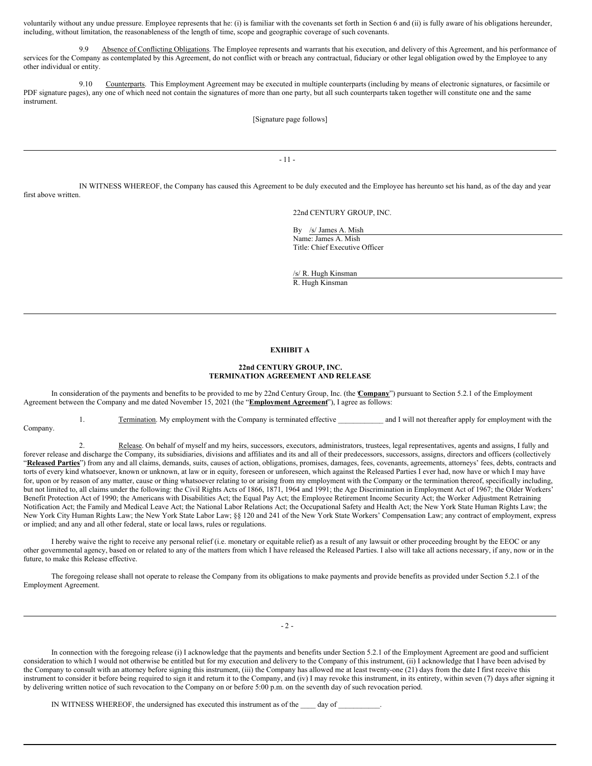voluntarily without any undue pressure. Employee represents that he: (i) is familiar with the covenants set forth in Section 6 and (ii) is fully aware of his obligations hereunder, including, without limitation, the reasonableness of the length of time, scope and geographic coverage of such covenants.

9.9 Absence of Conflicting Obligations. The Employee represents and warrants that his execution, and delivery of this Agreement, and his performance of services for the Company as contemplated by this Agreement, do not conflict with or breach any contractual, fiduciary or other legal obligation owed by the Employee to any other individual or entity.

9.10 Counterparts. This Employment Agreement may be executed in multiple counterparts (including by means of electronic signatures, or facsimile or PDF signature pages), any one of which need not contain the signatures of more than one party, but all such counterparts taken together will constitute one and the same instrument.

[Signature page follows]

---

IN WITNESS WHEREOF, the Company has caused this Agreement to be duly executed and the Employee has hereunto set his hand, as of the day and year first above written.

22nd CENTURY GROUP, INC.

By /s/ James A. Mish
Name: James A. Mish
Title: Chief Executive Officer

/s/ R. Hugh Kinsman
R. Hugh Kinsman

---

**EXHIBIT A**

**22nd CENTURY GROUP, INC.**
**TERMINATION AGREEMENT AND RELEASE**

In consideration of the payments and benefits to be provided to me by 22nd Century Group, Inc. (the "**Company**") pursuant to Section 5.2.1 of the Employment Agreement between the Company and me dated November 15, 2021 (the "**Employment Agreement**"), I agree as follows:

1. Termination. My employment with the Company is terminated effective ____________ and I will not thereafter apply for employment with the Company.

2. Release. On behalf of myself and my heirs, successors, executors, administrators, trustees, legal representatives, agents and assigns, I fully and forever release and discharge the Company, its subsidiaries, divisions and affiliates and its and all of their predecessors, successors, assigns, directors and officers (collectively "**Released Parties**") from any and all claims, demands, suits, causes of action, obligations, promises, damages, fees, covenants, agreements, attorneys' fees, debts, contracts and torts of every kind whatsoever, known or unknown, at law or in equity, foreseen or unforeseen, which against the Released Parties I ever had, now have or which I may have for, upon or by reason of any matter, cause or thing whatsoever relating to or arising from my employment with the Company or the termination thereof, specifically including, but not limited to, all claims under the following: the Civil Rights Acts of 1866, 1871, 1964 and 1991; the Age Discrimination in Employment Act of 1967; the Older Workers' Benefit Protection Act of 1990; the Americans with Disabilities Act; the Equal Pay Act; the Employee Retirement Income Security Act; the Worker Adjustment Retraining Notification Act; the Family and Medical Leave Act; the National Labor Relations Act; the Occupational Safety and Health Act; the New York State Human Rights Law; the New York City Human Rights Law; the New York State Labor Law; §§ 120 and 241 of the New York State Workers' Compensation Law; any contract of employment, express or implied; and any and all other federal, state or local laws, rules or regulations.

I hereby waive the right to receive any personal relief (i.e. monetary or equitable relief) as a result of any lawsuit or other proceeding brought by the EEOC or any other governmental agency, based on or related to any of the matters from which I have released the Released Parties. I also will take all actions necessary, if any, now or in the future, to make this Release effective.

The foregoing release shall not operate to release the Company from its obligations to make payments and provide benefits as provided under Section 5.2.1 of the Employment Agreement.

---

In connection with the foregoing release (i) I acknowledge that the payments and benefits under Section 5.2.1 of the Employment Agreement are good and sufficient consideration to which I would not otherwise be entitled but for my execution and delivery to the Company of this instrument, (ii) I acknowledge that I have been advised by the Company to consult with an attorney before signing this instrument, (iii) the Company has allowed me at least twenty-one (21) days from the date I first receive this instrument to consider it before being required to sign it and return it to the Company, and (iv) I may revoke this instrument, in its entirety, within seven (7) days after signing it by delivering written notice of such revocation to the Company on or before 5:00 p.m. on the seventh day of such revocation period.

IN WITNESS WHEREOF, the undersigned has executed this instrument as of the ____ day of ___________.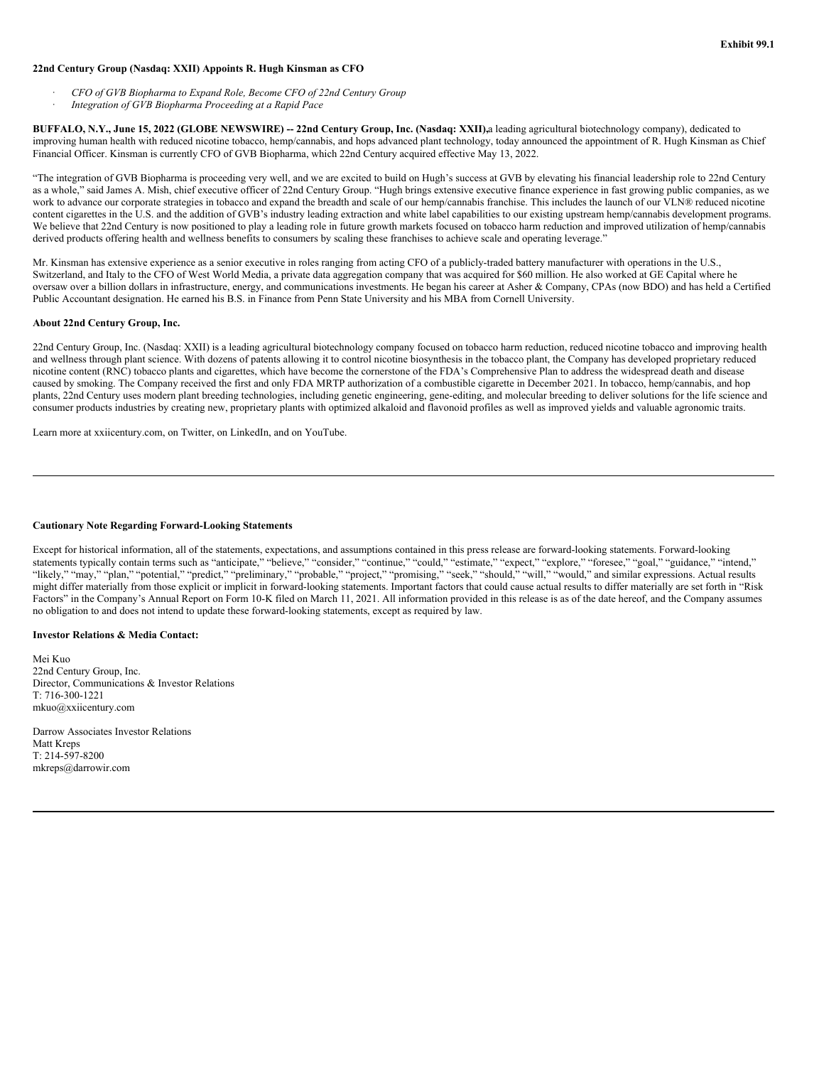Exhibit 99.1

**22nd Century Group (Nasdaq: XXII) Appoints R. Hugh Kinsman as CFO**

- *CFO of GVB Biopharma to Expand Role, Become CFO of 22nd Century Group*
- *Integration of GVB Biopharma Proceeding at a Rapid Pace*

**BUFFALO, N.Y., June 15, 2022 (GLOBE NEWSWIRE) -- 22nd Century Group, Inc. (Nasdaq: XXII),**a leading agricultural biotechnology company), dedicated to improving human health with reduced nicotine tobacco, hemp/cannabis, and hops advanced plant technology, today announced the appointment of R. Hugh Kinsman as Chief Financial Officer. Kinsman is currently CFO of GVB Biopharma, which 22nd Century acquired effective May 13, 2022.

"The integration of GVB Biopharma is proceeding very well, and we are excited to build on Hugh's success at GVB by elevating his financial leadership role to 22nd Century as a whole," said James A. Mish, chief executive officer of 22nd Century Group. "Hugh brings extensive executive finance experience in fast growing public companies, as we work to advance our corporate strategies in tobacco and expand the breadth and scale of our hemp/cannabis franchise. This includes the launch of our VLN® reduced nicotine content cigarettes in the U.S. and the addition of GVB's industry leading extraction and white label capabilities to our existing upstream hemp/cannabis development programs. We believe that 22nd Century is now positioned to play a leading role in future growth markets focused on tobacco harm reduction and improved utilization of hemp/cannabis derived products offering health and wellness benefits to consumers by scaling these franchises to achieve scale and operating leverage."

Mr. Kinsman has extensive experience as a senior executive in roles ranging from acting CFO of a publicly-traded battery manufacturer with operations in the U.S., Switzerland, and Italy to the CFO of West World Media, a private data aggregation company that was acquired for $60 million. He also worked at GE Capital where he oversaw over a billion dollars in infrastructure, energy, and communications investments. He began his career at Asher & Company, CPAs (now BDO) and has held a Certified Public Accountant designation. He earned his B.S. in Finance from Penn State University and his MBA from Cornell University.

**About 22nd Century Group, Inc.**

22nd Century Group, Inc. (Nasdaq: XXII) is a leading agricultural biotechnology company focused on tobacco harm reduction, reduced nicotine tobacco and improving health and wellness through plant science. With dozens of patents allowing it to control nicotine biosynthesis in the tobacco plant, the Company has developed proprietary reduced nicotine content (RNC) tobacco plants and cigarettes, which have become the cornerstone of the FDA's Comprehensive Plan to address the widespread death and disease caused by smoking. The Company received the first and only FDA MRTP authorization of a combustible cigarette in December 2021. In tobacco, hemp/cannabis, and hop plants, 22nd Century uses modern plant breeding technologies, including genetic engineering, gene-editing, and molecular breeding to deliver solutions for the life science and consumer products industries by creating new, proprietary plants with optimized alkaloid and flavonoid profiles as well as improved yields and valuable agronomic traits.

Learn more at xxiicentury.com, on Twitter, on LinkedIn, and on YouTube.

**Cautionary Note Regarding Forward-Looking Statements**

Except for historical information, all of the statements, expectations, and assumptions contained in this press release are forward-looking statements. Forward-looking statements typically contain terms such as "anticipate," "believe," "consider," "continue," "could," "estimate," "expect," "explore," "foresee," "goal," "guidance," "intend," "likely," "may," "plan," "potential," "predict," "preliminary," "probable," "project," "promising," "seek," "should," "will," "would," and similar expressions. Actual results might differ materially from those explicit or implicit in forward-looking statements. Important factors that could cause actual results to differ materially are set forth in "Risk Factors" in the Company's Annual Report on Form 10-K filed on March 11, 2021. All information provided in this release is as of the date hereof, and the Company assumes no obligation to and does not intend to update these forward-looking statements, except as required by law.

**Investor Relations & Media Contact:**

Mei Kuo
22nd Century Group, Inc.
Director, Communications & Investor Relations
T: 716-300-1221
mkuo@xxiicentury.com

Darrow Associates Investor Relations
Matt Kreps
T: 214-597-8200
mkreps@darrowir.com